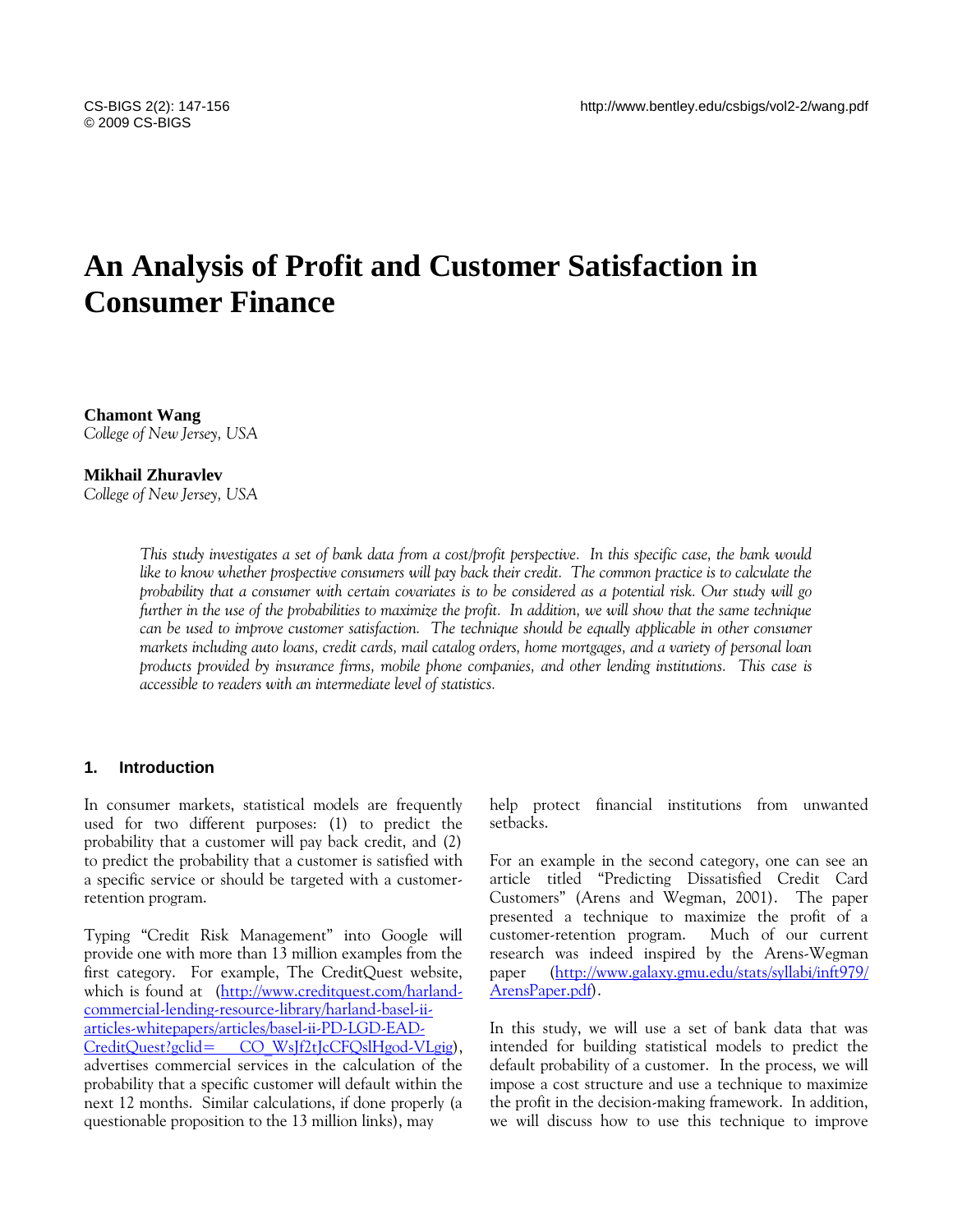# An Analysis of Profit and Customer Satisfaction in Consumer Finance

**Chamont Wang**
*College of New Jersey, USA*

**Mikhail Zhuravlev**
*College of New Jersey, USA*

*This study investigates a set of bank data from a cost/profit perspective. In this specific case, the bank would like to know whether prospective consumers will pay back their credit. The common practice is to calculate the probability that a consumer with certain covariates is to be considered as a potential risk. Our study will go further in the use of the probabilities to maximize the profit. In addition, we will show that the same technique can be used to improve customer satisfaction. The technique should be equally applicable in other consumer markets including auto loans, credit cards, mail catalog orders, home mortgages, and a variety of personal loan products provided by insurance firms, mobile phone companies, and other lending institutions. This case is accessible to readers with an intermediate level of statistics.*

## 1. Introduction

In consumer markets, statistical models are frequently used for two different purposes: (1) to predict the probability that a customer will pay back credit, and (2) to predict the probability that a customer is satisfied with a specific service or should be targeted with a customer-retention program.

Typing "Credit Risk Management" into Google will provide one with more than 13 million examples from the first category. For example, The CreditQuest website, which is found at (http://www.creditquest.com/harland-commercial-lending-resource-library/harland-basel-ii-articles-whitepapers/articles/basel-ii-PD-LGD-EAD-CreditQuest?gclid= CO_WsJf2tJcCFQslHgod-VLgig), advertises commercial services in the calculation of the probability that a specific customer will default within the next 12 months. Similar calculations, if done properly (a questionable proposition to the 13 million links), may help protect financial institutions from unwanted setbacks.

For an example in the second category, one can see an article titled "Predicting Dissatisfied Credit Card Customers" (Arens and Wegman, 2001). The paper presented a technique to maximize the profit of a customer-retention program. Much of our current research was indeed inspired by the Arens-Wegman paper (http://www.galaxy.gmu.edu/stats/syllabi/inft979/ArensPaper.pdf).

In this study, we will use a set of bank data that was intended for building statistical models to predict the default probability of a customer. In the process, we will impose a cost structure and use a technique to maximize the profit in the decision-making framework. In addition, we will discuss how to use this technique to improve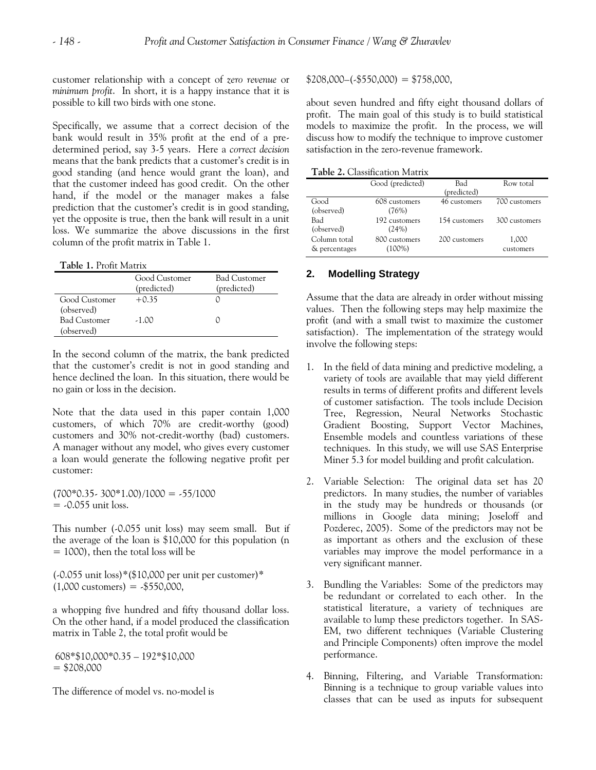customer relationship with a concept of *zero revenue* or *minimum profit*. In short, it is a happy instance that it is possible to kill two birds with one stone.

Specifically, we assume that a correct decision of the bank would result in 35% profit at the end of a pre-determined period, say 3-5 years. Here a *correct decision* means that the bank predicts that a customer's credit is in good standing (and hence would grant the loan), and that the customer indeed has good credit. On the other hand, if the model or the manager makes a false prediction that the customer's credit is in good standing, yet the opposite is true, then the bank will result in a unit loss. We summarize the above discussions in the first column of the profit matrix in Table 1.

**Table 1.** Profit Matrix

| | Good Customer (predicted) | Bad Customer (predicted) |
|---|---|---|
| Good Customer (observed) | +0.35 | 0 |
| Bad Customer (observed) | -1.00 | 0 |

In the second column of the matrix, the bank predicted that the customer's credit is not in good standing and hence declined the loan. In this situation, there would be no gain or loss in the decision.

Note that the data used in this paper contain 1,000 customers, of which 70% are credit-worthy (good) customers and 30% not-credit-worthy (bad) customers. A manager without any model, who gives every customer a loan would generate the following negative profit per customer:

$(700*0.35- 300*1.00)/1000 = -55/1000$
$= -0.055$ unit loss.

This number (-0.055 unit loss) may seem small. But if the average of the loan is \$10,000 for this population (n = 1000), then the total loss will be

(-0.055 unit loss)*(\$10,000 per unit per customer)*
(1,000 customers) = -\$550,000,

a whopping five hundred and fifty thousand dollar loss. On the other hand, if a model produced the classification matrix in Table 2, the total profit would be

608*\$10,000*0.35 – 192*\$10,000
= \$208,000

The difference of model vs. no-model is

\$208,000–(-\$550,000) = \$758,000,

about seven hundred and fifty eight thousand dollars of profit. The main goal of this study is to build statistical models to maximize the profit. In the process, we will discuss how to modify the technique to improve customer satisfaction in the zero-revenue framework.

**Table 2.** Classification Matrix

| | Good (predicted) | Bad (predicted) | Row total |
|---|---|---|---|
| Good (observed) | 608 customers (76%) | 46 customers | 700 customers |
| Bad (observed) | 192 customers (24%) | 154 customers | 300 customers |
| Column total & percentages | 800 customers (100%) | 200 customers | 1,000 customers |

## 2. Modelling Strategy

Assume that the data are already in order without missing values. Then the following steps may help maximize the profit (and with a small twist to maximize the customer satisfaction). The implementation of the strategy would involve the following steps:

1. In the field of data mining and predictive modeling, a variety of tools are available that may yield different results in terms of different profits and different levels of customer satisfaction. The tools include Decision Tree, Regression, Neural Networks Stochastic Gradient Boosting, Support Vector Machines, Ensemble models and countless variations of these techniques. In this study, we will use SAS Enterprise Miner 5.3 for model building and profit calculation.

2. Variable Selection: The original data set has 20 predictors. In many studies, the number of variables in the study may be hundreds or thousands (or millions in Google data mining; Joseloff and Pozderec, 2005). Some of the predictors may not be as important as others and the exclusion of these variables may improve the model performance in a very significant manner.

3. Bundling the Variables: Some of the predictors may be redundant or correlated to each other. In the statistical literature, a variety of techniques are available to lump these predictors together. In SAS-EM, two different techniques (Variable Clustering and Principle Components) often improve the model performance.

4. Binning, Filtering, and Variable Transformation: Binning is a technique to group variable values into classes that can be used as inputs for subsequent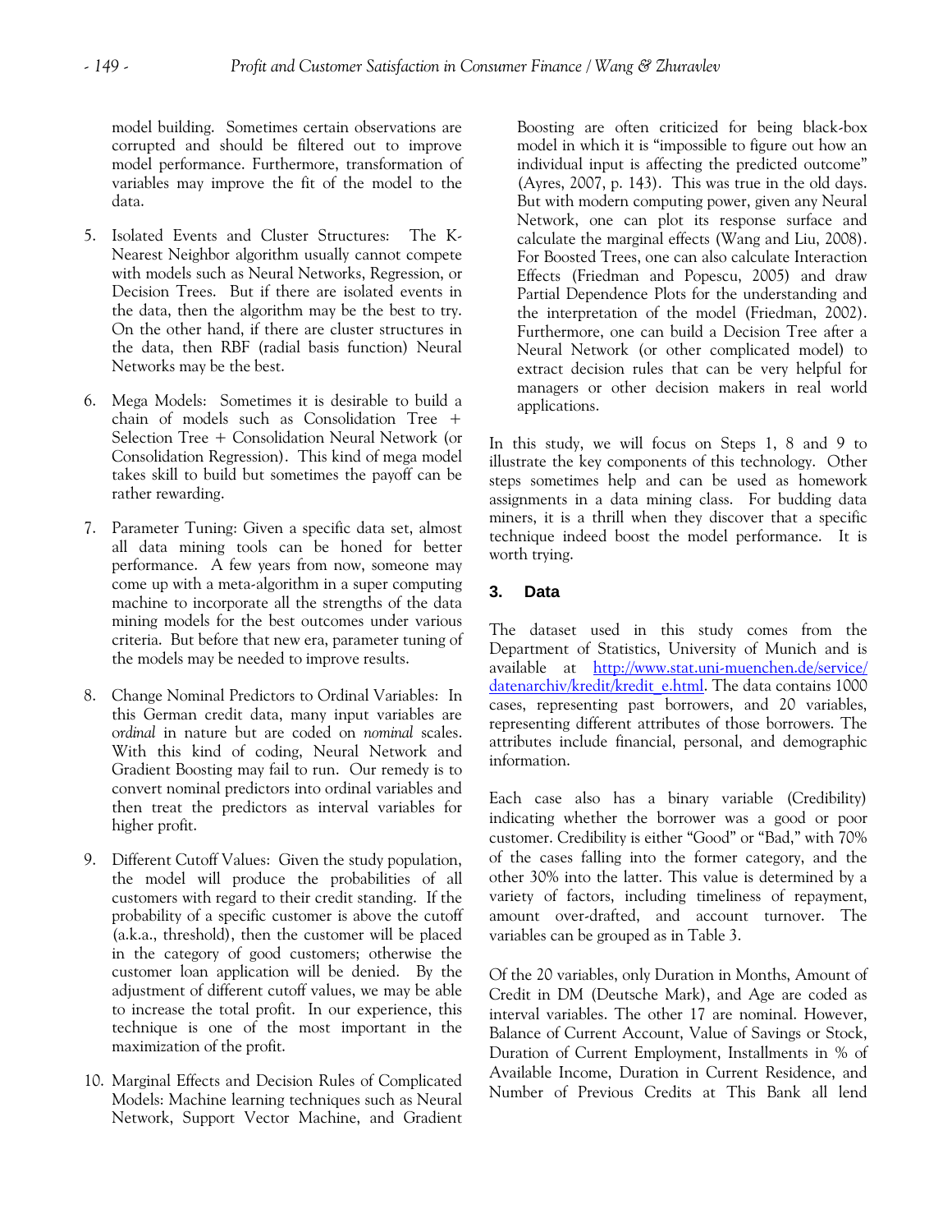model building. Sometimes certain observations are corrupted and should be filtered out to improve model performance. Furthermore, transformation of variables may improve the fit of the model to the data.

5. Isolated Events and Cluster Structures: The K-Nearest Neighbor algorithm usually cannot compete with models such as Neural Networks, Regression, or Decision Trees. But if there are isolated events in the data, then the algorithm may be the best to try. On the other hand, if there are cluster structures in the data, then RBF (radial basis function) Neural Networks may be the best.

6. Mega Models: Sometimes it is desirable to build a chain of models such as Consolidation Tree + Selection Tree + Consolidation Neural Network (or Consolidation Regression). This kind of mega model takes skill to build but sometimes the payoff can be rather rewarding.

7. Parameter Tuning: Given a specific data set, almost all data mining tools can be honed for better performance. A few years from now, someone may come up with a meta-algorithm in a super computing machine to incorporate all the strengths of the data mining models for the best outcomes under various criteria. But before that new era, parameter tuning of the models may be needed to improve results.

8. Change Nominal Predictors to Ordinal Variables: In this German credit data, many input variables are *ordinal* in nature but are coded on *nominal* scales. With this kind of coding, Neural Network and Gradient Boosting may fail to run. Our remedy is to convert nominal predictors into ordinal variables and then treat the predictors as interval variables for higher profit.

9. Different Cutoff Values: Given the study population, the model will produce the probabilities of all customers with regard to their credit standing. If the probability of a specific customer is above the cutoff (a.k.a., threshold), then the customer will be placed in the category of good customers; otherwise the customer loan application will be denied. By the adjustment of different cutoff values, we may be able to increase the total profit. In our experience, this technique is one of the most important in the maximization of the profit.

10. Marginal Effects and Decision Rules of Complicated Models: Machine learning techniques such as Neural Network, Support Vector Machine, and Gradient Boosting are often criticized for being black-box model in which it is "impossible to figure out how an individual input is affecting the predicted outcome" (Ayres, 2007, p. 143). This was true in the old days. But with modern computing power, given any Neural Network, one can plot its response surface and calculate the marginal effects (Wang and Liu, 2008). For Boosted Trees, one can also calculate Interaction Effects (Friedman and Popescu, 2005) and draw Partial Dependence Plots for the understanding and the interpretation of the model (Friedman, 2002). Furthermore, one can build a Decision Tree after a Neural Network (or other complicated model) to extract decision rules that can be very helpful for managers or other decision makers in real world applications.

In this study, we will focus on Steps 1, 8 and 9 to illustrate the key components of this technology. Other steps sometimes help and can be used as homework assignments in a data mining class. For budding data miners, it is a thrill when they discover that a specific technique indeed boost the model performance. It is worth trying.

## 3. Data

The dataset used in this study comes from the Department of Statistics, University of Munich and is available at http://www.stat.uni-muenchen.de/service/datenarchiv/kredit/kredit_e.html. The data contains 1000 cases, representing past borrowers, and 20 variables, representing different attributes of those borrowers. The attributes include financial, personal, and demographic information.

Each case also has a binary variable (Credibility) indicating whether the borrower was a good or poor customer. Credibility is either "Good" or "Bad," with 70% of the cases falling into the former category, and the other 30% into the latter. This value is determined by a variety of factors, including timeliness of repayment, amount over-drafted, and account turnover. The variables can be grouped as in Table 3.

Of the 20 variables, only Duration in Months, Amount of Credit in DM (Deutsche Mark), and Age are coded as interval variables. The other 17 are nominal. However, Balance of Current Account, Value of Savings or Stock, Duration of Current Employment, Installments in % of Available Income, Duration in Current Residence, and Number of Previous Credits at This Bank all lend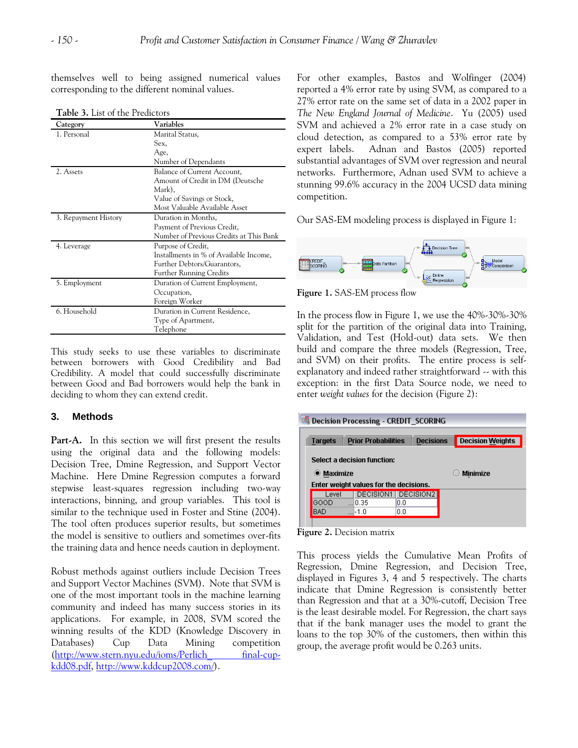themselves well to being assigned numerical values corresponding to the different nominal values.

**Table 3.** List of the Predictors

| Category | Variables |
|---|---|
| 1. Personal | Marital Status, Sex, Age, Number of Dependants |
| 2. Assets | Balance of Current Account, Amount of Credit in DM (Deutsche Mark), Value of Savings or Stock, Most Valuable Available Asset |
| 3. Repayment History | Duration in Months, Payment of Previous Credit, Number of Previous Credits at This Bank |
| 4. Leverage | Purpose of Credit, Installments in % of Available Income, Further Debtors/Guarantors, Further Running Credits |
| 5. Employment | Duration of Current Employment, Occupation, Foreign Worker |
| 6. Household | Duration in Current Residence, Type of Apartment, Telephone |

This study seeks to use these variables to discriminate between borrowers with Good Credibility and Bad Credibility. A model that could successfully discriminate between Good and Bad borrowers would help the bank in deciding to whom they can extend credit.

## 3. Methods

**Part-A.** In this section we will first present the results using the original data and the following models: Decision Tree, Dmine Regression, and Support Vector Machine. Here Dmine Regression computes a forward stepwise least-squares regression including two-way interactions, binning, and group variables. This tool is similar to the technique used in Foster and Stine (2004). The tool often produces superior results, but sometimes the model is sensitive to outliers and sometimes over-fits the training data and hence needs caution in deployment.

Robust methods against outliers include Decision Trees and Support Vector Machines (SVM). Note that SVM is one of the most important tools in the machine learning community and indeed has many success stories in its applications. For example, in 2008, SVM scored the winning results of the KDD (Knowledge Discovery in Databases) Cup Data Mining competition (http://www.stern.nyu.edu/ioms/Perlich_final-cup-kdd08.pdf, http://www.kddcup2008.com/).

For other examples, Bastos and Wolfinger (2004) reported a 4% error rate by using SVM, as compared to a 27% error rate on the same set of data in a 2002 paper in *The New England Journal of Medicine*. Yu (2005) used SVM and achieved a 2% error rate in a case study on cloud detection, as compared to a 53% error rate by expert labels. Adnan and Bastos (2005) reported substantial advantages of SVM over regression and neural networks. Furthermore, Adnan used SVM to achieve a stunning 99.6% accuracy in the 2004 UCSD data mining competition.

Our SAS-EM modeling process is displayed in Figure 1:

**Figure 1.** SAS-EM process flow

In the process flow in Figure 1, we use the 40%-30%-30% split for the partition of the original data into Training, Validation, and Test (Hold-out) data sets. We then build and compare the three models (Regression, Tree, and SVM) on their profits. The entire process is self-explanatory and indeed rather straightforward -- with this exception: in the first Data Source node, we need to enter *weight values* for the decision (Figure 2):

**Figure 2.** Decision matrix

This process yields the Cumulative Mean Profits of Regression, Dmine Regression, and Decision Tree, displayed in Figures 3, 4 and 5 respectively. The charts indicate that Dmine Regression is consistently better than Regression and that at a 30%-cutoff, Decision Tree is the least desirable model. For Regression, the chart says that if the bank manager uses the model to grant the loans to the top 30% of the customers, then within this group, the average profit would be 0.263 units.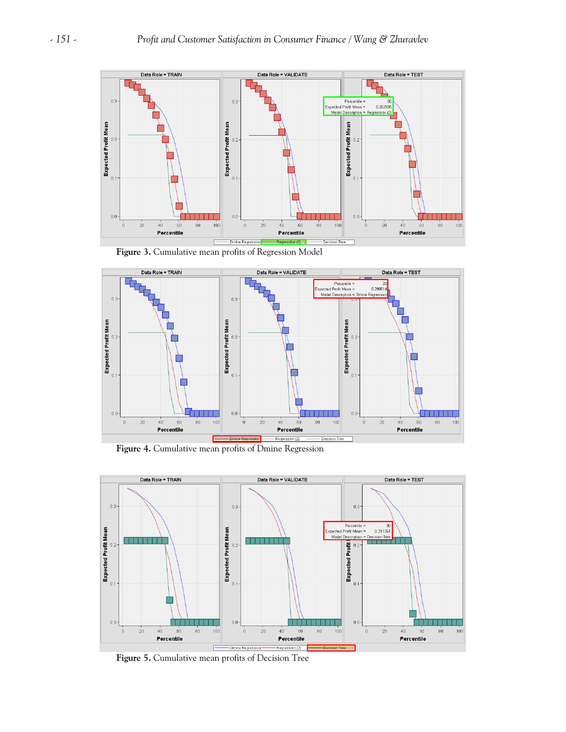**Figure 3.** Cumulative mean profits of Regression Model

**Figure 4.** Cumulative mean profits of Dmine Regression

**Figure 5.** Cumulative mean profits of Decision Tree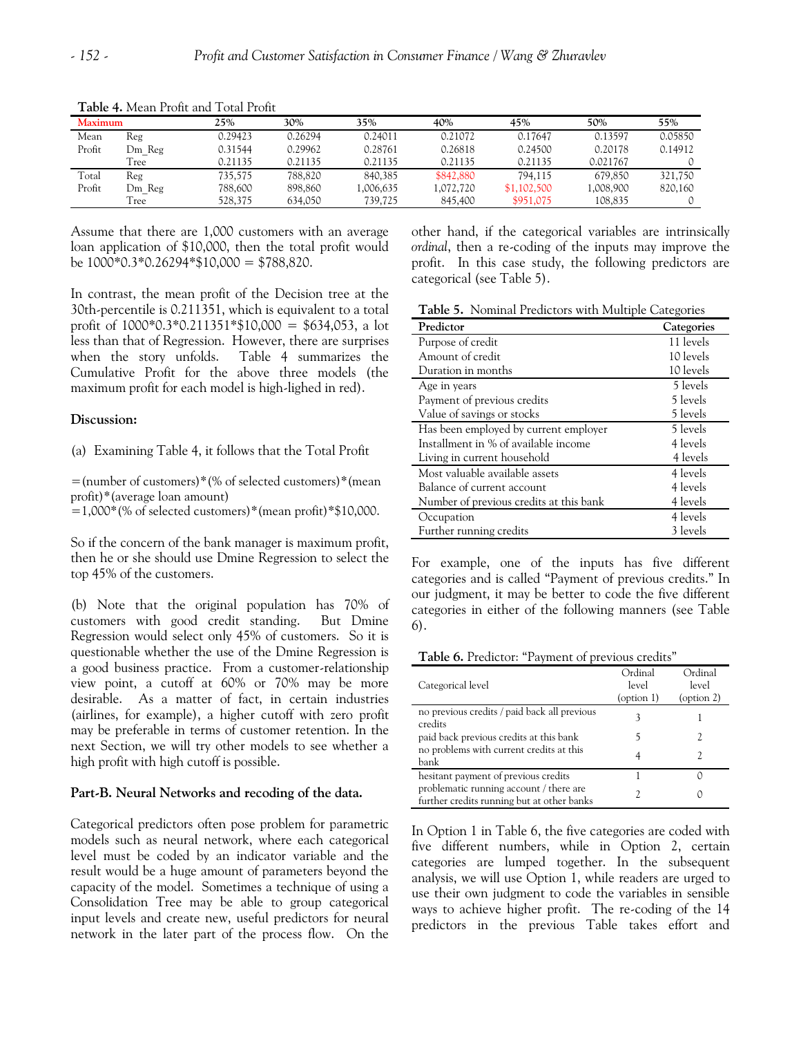**Table 4.** Mean Profit and Total Profit

| Maximum | | 25% | 30% | 35% | 40% | 45% | 50% | 55% |
|---|---|---|---|---|---|---|---|---|
| Mean | Reg | 0.29423 | 0.26294 | 0.24011 | 0.21072 | 0.17647 | 0.13597 | 0.05850 |
| Profit | Dm_Reg | 0.31544 | 0.29962 | 0.28761 | 0.26818 | 0.24500 | 0.20178 | 0.14912 |
| | Tree | 0.21135 | 0.21135 | 0.21135 | 0.21135 | 0.21135 | 0.021767 | 0 |
| Total | Reg | 735,575 | 788,820 | 840,385 | $842,880 | 794,115 | 679,850 | 321,750 |
| Profit | Dm_Reg | 788,600 | 898,860 | 1,006,635 | 1,072,720 | $1,102,500 | 1,008,900 | 820,160 |
| | Tree | 528,375 | 634,050 | 739,725 | 845,400 | $951,075 | 108,835 | 0 |

Assume that there are 1,000 customers with an average loan application of $10,000, then the total profit would be 1000*0.3*0.26294*$10,000 = $788,820.

In contrast, the mean profit of the Decision tree at the 30th-percentile is 0.211351, which is equivalent to a total profit of 1000*0.3*0.211351*$10,000 = $634,053, a lot less than that of Regression. However, there are surprises when the story unfolds. Table 4 summarizes the Cumulative Profit for the above three models (the maximum profit for each model is high-lighed in red).

**Discussion:**

(a) Examining Table 4, it follows that the Total Profit

=(number of customers)*(% of selected customers)*(mean profit)*(average loan amount)
=1,000*(% of selected customers)*(mean profit)*$10,000.

So if the concern of the bank manager is maximum profit, then he or she should use Dmine Regression to select the top 45% of the customers.

(b) Note that the original population has 70% of customers with good credit standing. But Dmine Regression would select only 45% of customers. So it is questionable whether the use of the Dmine Regression is a good business practice. From a customer-relationship view point, a cutoff at 60% or 70% may be more desirable. As a matter of fact, in certain industries (airlines, for example), a higher cutoff with zero profit may be preferable in terms of customer retention. In the next Section, we will try other models to see whether a high profit with high cutoff is possible.

**Part-B. Neural Networks and recoding of the data.**

Categorical predictors often pose problem for parametric models such as neural network, where each categorical level must be coded by an indicator variable and the result would be a huge amount of parameters beyond the capacity of the model. Sometimes a technique of using a Consolidation Tree may be able to group categorical input levels and create new, useful predictors for neural network in the later part of the process flow. On the other hand, if the categorical variables are intrinsically *ordinal*, then a re-coding of the inputs may improve the profit. In this case study, the following predictors are categorical (see Table 5).

**Table 5.** Nominal Predictors with Multiple Categories

| Predictor | Categories |
|---|---|
| Purpose of credit | 11 levels |
| Amount of credit | 10 levels |
| Duration in months | 10 levels |
| Age in years | 5 levels |
| Payment of previous credits | 5 levels |
| Value of savings or stocks | 5 levels |
| Has been employed by current employer | 5 levels |
| Installment in % of available income | 4 levels |
| Living in current household | 4 levels |
| Most valuable available assets | 4 levels |
| Balance of current account | 4 levels |
| Number of previous credits at this bank | 4 levels |
| Occupation | 4 levels |
| Further running credits | 3 levels |

For example, one of the inputs has five different categories and is called "Payment of previous credits." In our judgment, it may be better to code the five different categories in either of the following manners (see Table 6).

**Table 6.** Predictor: "Payment of previous credits"

| Categorical level | Ordinal level (option 1) | Ordinal level (option 2) |
|---|---|---|
| no previous credits / paid back all previous credits | 3 | 1 |
| paid back previous credits at this bank | 5 | 2 |
| no problems with current credits at this bank | 4 | 2 |
| hesitant payment of previous credits | 1 | 0 |
| problematic running account / there are further credits running but at other banks | 2 | 0 |

In Option 1 in Table 6, the five categories are coded with five different numbers, while in Option 2, certain categories are lumped together. In the subsequent analysis, we will use Option 1, while readers are urged to use their own judgment to code the variables in sensible ways to achieve higher profit. The re-coding of the 14 predictors in the previous Table takes effort and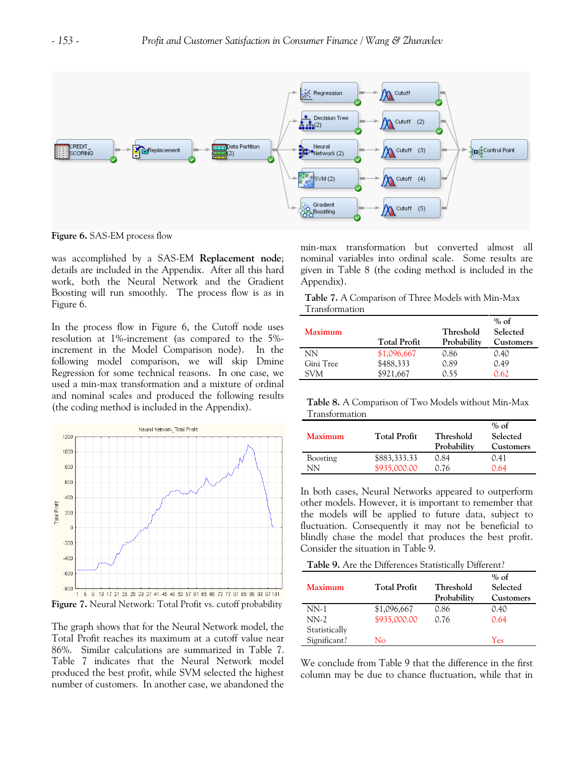Figure 6. SAS-EM process flow

was accomplished by a SAS-EM **Replacement node**; details are included in the Appendix. After all this hard work, both the Neural Network and the Gradient Boosting will run smoothly. The process flow is as in Figure 6.

In the process flow in Figure 6, the Cutoff node uses resolution at 1%-increment (as compared to the 5%-increment in the Model Comparison node). In the following model comparison, we will skip Dmine Regression for some technical reasons. In one case, we used a min-max transformation and a mixture of ordinal and nominal scales and produced the following results (the coding method is included in the Appendix).

Figure 7. Neural Network: Total Profit vs. cutoff probability

The graph shows that for the Neural Network model, the Total Profit reaches its maximum at a cutoff value near 86%. Similar calculations are summarized in Table 7. Table 7 indicates that the Neural Network model produced the best profit, while SVM selected the highest number of customers. In another case, we abandoned the min-max transformation but converted almost all nominal variables into ordinal scale. Some results are given in Table 8 (the coding method is included in the Appendix).

**Table 7.** A Comparison of Three Models with Min-Max Transformation

| Maximum | Total Profit | Threshold Probability | % of Selected Customers |
|---|---|---|---|
| NN | $1,096,667 | 0.86 | 0.40 |
| Gini Tree | $488,333 | 0.89 | 0.49 |
| SVM | $921,667 | 0.55 | 0.62 |

**Table 8.** A Comparison of Two Models without Min-Max Transformation

| Maximum | Total Profit | Threshold Probability | % of Selected Customers |
|---|---|---|---|
| Boosting | $883,333.33 | 0.84 | 0.41 |
| NN | $935,000.00 | 0.76 | 0.64 |

In both cases, Neural Networks appeared to outperform other models. However, it is important to remember that the models will be applied to future data, subject to fluctuation. Consequently it may not be beneficial to blindly chase the model that produces the best profit. Consider the situation in Table 9.

**Table 9.** Are the Differences Statistically Different?

| Maximum | Total Profit | Threshold Probability | % of Selected Customers |
|---|---|---|---|
| NN-1 | $1,096,667 | 0.86 | 0.40 |
| NN-2 | $935,000.00 | 0.76 | 0.64 |
| Statistically Significant? | No | | Yes |

We conclude from Table 9 that the difference in the first column may be due to chance fluctuation, while that in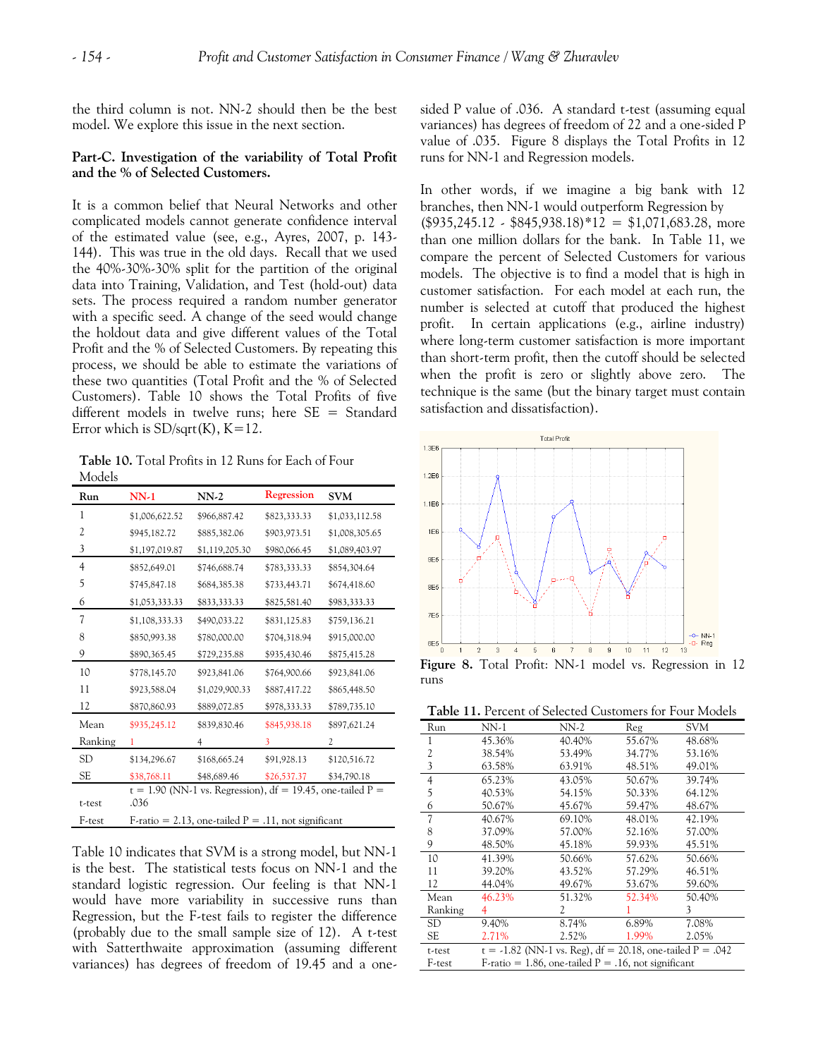the third column is not. NN-2 should then be the best model. We explore this issue in the next section.

**Part-C. Investigation of the variability of Total Profit and the % of Selected Customers.**

It is a common belief that Neural Networks and other complicated models cannot generate confidence interval of the estimated value (see, e.g., Ayres, 2007, p. 143-144). This was true in the old days. Recall that we used the 40%-30%-30% split for the partition of the original data into Training, Validation, and Test (hold-out) data sets. The process required a random number generator with a specific seed. A change of the seed would change the holdout data and give different values of the Total Profit and the % of Selected Customers. By repeating this process, we should be able to estimate the variations of these two quantities (Total Profit and the % of Selected Customers). Table 10 shows the Total Profits of five different models in twelve runs; here SE = Standard Error which is SD/sqrt(K), K=12.

**Table 10.** Total Profits in 12 Runs for Each of Four Models

| Run | NN-1 | NN-2 | Regression | SVM |
|---|---|---|---|---|
| 1 | $1,006,622.52 | $966,887.42 | $823,333.33 | $1,033,112.58 |
| 2 | $945,182.72 | $885,382.06 | $903,973.51 | $1,008,305.65 |
| 3 | $1,197,019.87 | $1,119,205.30 | $980,066.45 | $1,089,403.97 |
| 4 | $852,649.01 | $746,688.74 | $783,333.33 | $854,304.64 |
| 5 | $745,847.18 | $684,385.38 | $733,443.71 | $674,418.60 |
| 6 | $1,053,333.33 | $833,333.33 | $825,581.40 | $983,333.33 |
| 7 | $1,108,333.33 | $490,033.22 | $831,125.83 | $759,136.21 |
| 8 | $850,993.38 | $780,000.00 | $704,318.94 | $915,000.00 |
| 9 | $890,365.45 | $729,235.88 | $935,430.46 | $875,415.28 |
| 10 | $778,145.70 | $923,841.06 | $764,900.66 | $923,841.06 |
| 11 | $923,588.04 | $1,029,900.33 | $887,417.22 | $865,448.50 |
| 12 | $870,860.93 | $889,072.85 | $978,333.33 | $789,735.10 |
| Mean | $935,245.12 | $839,830.46 | $845,938.18 | $897,621.24 |
| Ranking | 1 | 4 | 3 | 2 |
| SD | $134,296.67 | $168,665.24 | $91,928.13 | $120,516.72 |
| SE | $38,768.11 | $48,689.46 | $26,537.37 | $34,790.18 |
| t-test | t = 1.90 (NN-1 vs. Regression), df = 19.45, one-tailed P = .036 | | | |
| F-test | F-ratio = 2.13, one-tailed P = .11, not significant | | | |

Table 10 indicates that SVM is a strong model, but NN-1 is the best. The statistical tests focus on NN-1 and the standard logistic regression. Our feeling is that NN-1 would have more variability in successive runs than Regression, but the F-test fails to register the difference (probably due to the small sample size of 12). A t-test with Satterthwaite approximation (assuming different variances) has degrees of freedom of 19.45 and a one-sided P value of .036. A standard t-test (assuming equal variances) has degrees of freedom of 22 and a one-sided P value of .035. Figure 8 displays the Total Profits in 12 runs for NN-1 and Regression models.

In other words, if we imagine a big bank with 12 branches, then NN-1 would outperform Regression by ($935,245.12 - $845,938.18)*12 = $1,071,683.28, more than one million dollars for the bank. In Table 11, we compare the percent of Selected Customers for various models. The objective is to find a model that is high in customer satisfaction. For each model at each run, the number is selected at cutoff that produced the highest profit. In certain applications (e.g., airline industry) where long-term customer satisfaction is more important than short-term profit, then the cutoff should be selected when the profit is zero or slightly above zero. The technique is the same (but the binary target must contain satisfaction and dissatisfaction).

**Figure 8.** Total Profit: NN-1 model vs. Regression in 12 runs

**Table 11.** Percent of Selected Customers for Four Models

| Run | NN-1 | NN-2 | Reg | SVM |
|---|---|---|---|---|
| 1 | 45.36% | 40.40% | 55.67% | 48.68% |
| 2 | 38.54% | 53.49% | 34.77% | 53.16% |
| 3 | 63.58% | 63.91% | 48.51% | 49.01% |
| 4 | 65.23% | 43.05% | 50.67% | 39.74% |
| 5 | 40.53% | 54.15% | 50.33% | 64.12% |
| 6 | 50.67% | 45.67% | 59.47% | 48.67% |
| 7 | 40.67% | 69.10% | 48.01% | 42.19% |
| 8 | 37.09% | 57.00% | 52.16% | 57.00% |
| 9 | 48.50% | 45.18% | 59.93% | 45.51% |
| 10 | 41.39% | 50.66% | 57.62% | 50.66% |
| 11 | 39.20% | 43.52% | 57.29% | 46.51% |
| 12 | 44.04% | 49.67% | 53.67% | 59.60% |
| Mean | 46.23% | 51.32% | 52.34% | 50.40% |
| Ranking | 4 | 2 | 1 | 3 |
| SD | 9.40% | 8.74% | 6.89% | 7.08% |
| SE | 2.71% | 2.52% | 1.99% | 2.05% |
| t-test | t = -1.82 (NN-1 vs. Reg), df = 20.18, one-tailed P = .042 | | | |
| F-test | F-ratio = 1.86, one-tailed P = .16, not significant | | | |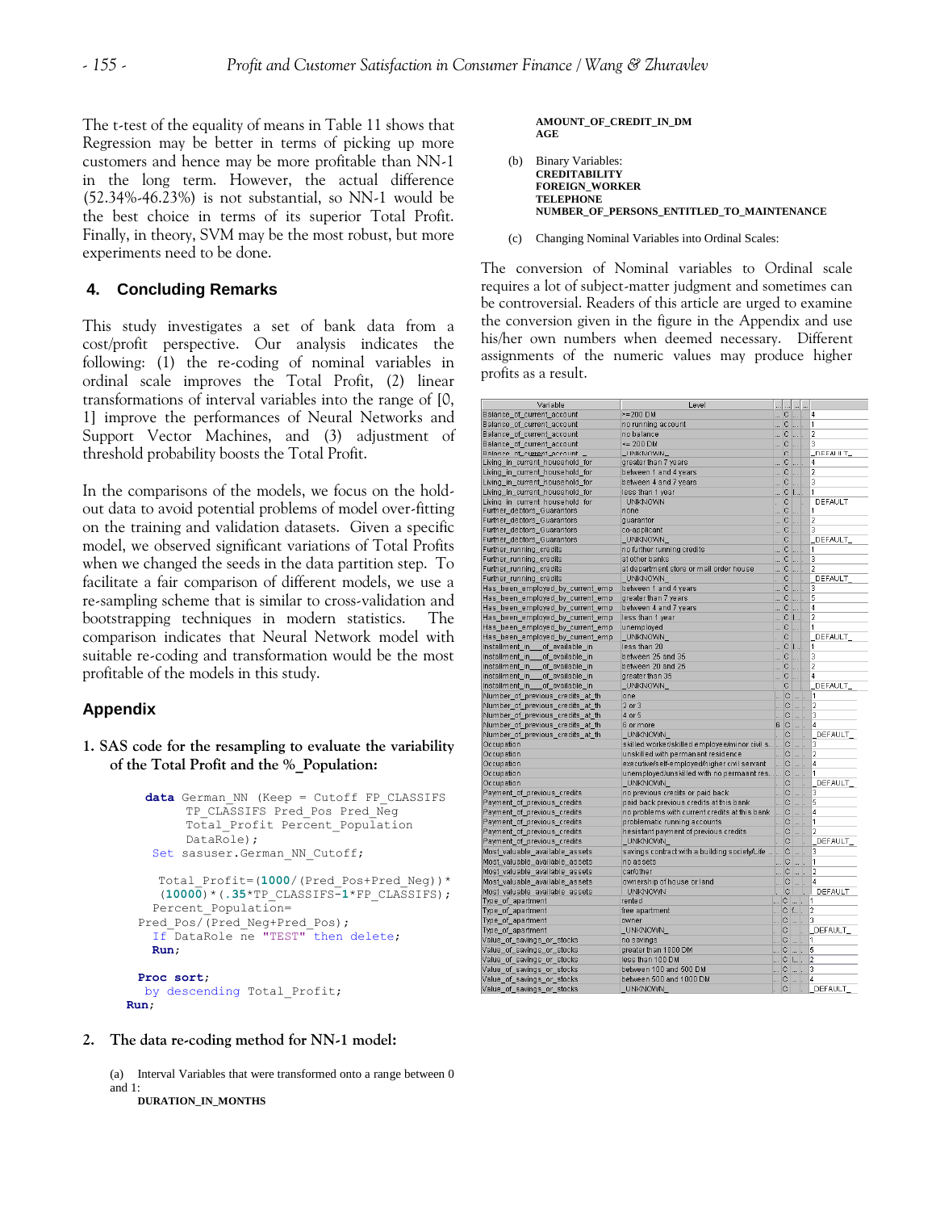The t-test of the equality of means in Table 11 shows that Regression may be better in terms of picking up more customers and hence may be more profitable than NN-1 in the long term. However, the actual difference (52.34%-46.23%) is not substantial, so NN-1 would be the best choice in terms of its superior Total Profit. Finally, in theory, SVM may be the most robust, but more experiments need to be done.

## 4. Concluding Remarks

This study investigates a set of bank data from a cost/profit perspective. Our analysis indicates the following: (1) the re-coding of nominal variables in ordinal scale improves the Total Profit, (2) linear transformations of interval variables into the range of [0, 1] improve the performances of Neural Networks and Support Vector Machines, and (3) adjustment of threshold probability boosts the Total Profit.

In the comparisons of the models, we focus on the hold-out data to avoid potential problems of model over-fitting on the training and validation datasets. Given a specific model, we observed significant variations of Total Profits when we changed the seeds in the data partition step. To facilitate a fair comparison of different models, we use a re-sampling scheme that is similar to cross-validation and bootstrapping techniques in modern statistics. The comparison indicates that Neural Network model with suitable re-coding and transformation would be the most profitable of the models in this study.

## Appendix

**1. SAS code for the resampling to evaluate the variability of the Total Profit and the %_Population:**

```
data German_NN (Keep = Cutoff FP_CLASSIFS
     TP_CLASSIFS Pred_Pos Pred_Neg
     Total_Profit Percent_Population
     DataRole);
 Set sasuser.German_NN_Cutoff;

  Total_Profit=(1000/(Pred_Pos+Pred_Neg))*
  (10000)*(.35*TP_CLASSIFS-1*FP_CLASSIFS);
 Percent_Population=
Pred_Pos/(Pred_Neg+Pred_Pos);
 If DataRole ne "TEST" then delete;
 Run;

Proc sort;
 by descending Total_Profit;
Run;
```

**2. The data re-coding method for NN-1 model:**

(a) Interval Variables that were transformed onto a range between 0 and 1:

**DURATION_IN_MONTHS**
**AMOUNT_OF_CREDIT_IN_DM**
**AGE**

(b) Binary Variables:

**CREDITABILITY**
**FOREIGN_WORKER**
**TELEPHONE**
**NUMBER_OF_PERSONS_ENTITLED_TO_MAINTENANCE**

(c) Changing Nominal Variables into Ordinal Scales:

The conversion of Nominal variables to Ordinal scale requires a lot of subject-matter judgment and sometimes can be controversial. Readers of this article are urged to examine the conversion given in the figure in the Appendix and use his/her own numbers when deemed necessary. Different assignments of the numeric values may produce higher profits as a result.

| Variable | Level | ... | ... | ... | ... | |
|---|---|---|---|---|---|---|
| Balance_of_current_account | >=200 DM | ... | C | ... | | 4 |
| Balance_of_current_account | no running account | ... | C | ... | | 1 |
| Balance_of_current_account | no balance | ... | C | ... | | 2 |
| Balance_of_current_account | <= 200 DM | ... | C | ... | | 3 |
| Balance_of_current_account | _UNKNOWN_ | | C | | | _DEFAULT_ |
| Living_in_current_household_for | greater than 7 years | ... | C | ... | | 4 |
| Living_in_current_household_for | between 1 and 4 years | ... | C | ... | | 2 |
| Living_in_current_household_for | between 4 and 7 years | ... | C | ... | | 3 |
| Living_in_current_household_for | less than 1 year | ... | C | I... | | 1 |
| Living_in_current_household_for | _UNKNOWN_ | | C | | | _DEFAULT_ |
| Further_debtors_Guarantors | none | ... | C | ... | | 1 |
| Further_debtors_Guarantors | guarantor | ... | C | ... | | 2 |
| Further_debtors_Guarantors | co-applicant | ... | C | ... | | 3 |
| Further_debtors_Guarantors | _UNKNOWN_ | | C | | | _DEFAULT_ |
| Further_running_credits | no further running credits | ... | C | ... | | 1 |
| Further_running_credits | at other banks | ... | C | ... | | 3 |
| Further_running_credits | at department store or mail order house | ... | C | ... | | 2 |
| Further_running_credits | _UNKNOWN_ | | C | | | _DEFAULT_ |
| Has_been_employed_by_current_emp | between 1 and 4 years | ... | C | ... | | 3 |
| Has_been_employed_by_current_emp | greater than 7 years | ... | C | ... | | 5 |
| Has_been_employed_by_current_emp | between 4 and 7 years | ... | C | ... | | 4 |
| Has_been_employed_by_current_emp | less than 1 year | ... | C | I... | | 2 |
| Has_been_employed_by_current_emp | unemployed | ... | C | ... | | 1 |
| Has_been_employed_by_current_emp | _UNKNOWN_ | | C | | | _DEFAULT_ |
| Installment_in___of_available_in | less than 20 | ... | C | I... | | 1 |
| Installment_in___of_available_in | between 25 and 35 | ... | C | ... | | 3 |
| Installment_in___of_available_in | between 20 and 25 | ... | C | ... | | 2 |
| Installment_in___of_available_in | greater than 35 | ... | C | ... | | 4 |
| Installment_in___of_available_in | _UNKNOWN_ | | C | | | _DEFAULT_ |
| Number_of_previous_credits_at_th | one | ... | C | ... | | 1 |
| Number_of_previous_credits_at_th | 2 or 3 | ... | C | ... | | 2 |
| Number_of_previous_credits_at_th | 4 or 5 | ... | C | ... | | 3 |
| Number_of_previous_credits_at_th | 6 or more | 6 | C | ... | | 4 |
| Number_of_previous_credits_at_th | _UNKNOWN_ | | C | | | _DEFAULT_ |
| Occupation | skilled worker/skilled employee/minor civil s... | ... | C | ... | | 3 |
| Occupation | unskilled with permanent residence | ... | C | ... | | 2 |
| Occupation | executive/self-employed/higher civil servant | ... | C | ... | | 4 |
| Occupation | unemployed/unskilled with no permanent res... | ... | C | ... | | 1 |
| Occupation | _UNKNOWN_ | | C | | | _DEFAULT_ |
| Payment_of_previous_credits | no previous credits or paid back | ... | C | ... | | 3 |
| Payment_of_previous_credits | paid back previous credits at this bank | ... | C | ... | | 5 |
| Payment_of_previous_credits | no problems with current credits at this bank | ... | C | ... | | 4 |
| Payment_of_previous_credits | problematic running accounts | ... | C | ... | | 1 |
| Payment_of_previous_credits | hesistant payment of previous credits | ... | C | ... | | 2 |
| Payment_of_previous_credits | _UNKNOWN_ | | C | | | _DEFAULT_ |
| Most_valuable_available_assets | savings contract with a building society/Life ... | ... | C | ... | | 3 |
| Most_valuable_available_assets | no assets | ... | C | ... | | 1 |
| Most_valuable_available_assets | car/other | ... | C | ... | | 2 |
| Most_valuable_available_assets | ownership of house or land | ... | C | ... | | 4 |
| Most_valuable_available_assets | _UNKNOWN_ | | C | | | _DEFAULT_ |
| Type_of_apartment | rented | ... | C | ... | | 1 |
| Type_of_apartment | free apartment | ... | C | f... | | 2 |
| Type_of_apartment | owner | ... | C | ... | | 3 |
| Type_of_apartment | _UNKNOWN_ | | C | | | _DEFAULT_ |
| Value_of_savings_or_stocks | no savings | ... | C | ... | | 1 |
| Value_of_savings_or_stocks | greater than 1000 DM | ... | C | ... | | 5 |
| Value_of_savings_or_stocks | less than 100 DM | ... | C | I... | | 2 |
| Value_of_savings_or_stocks | between 100 and 500 DM | ... | C | ... | | 3 |
| Value_of_savings_or_stocks | between 500 and 1000 DM | ... | C | ... | | 4 |
| Value_of_savings_or_stocks | _UNKNOWN_ | | C | | | _DEFAULT_ |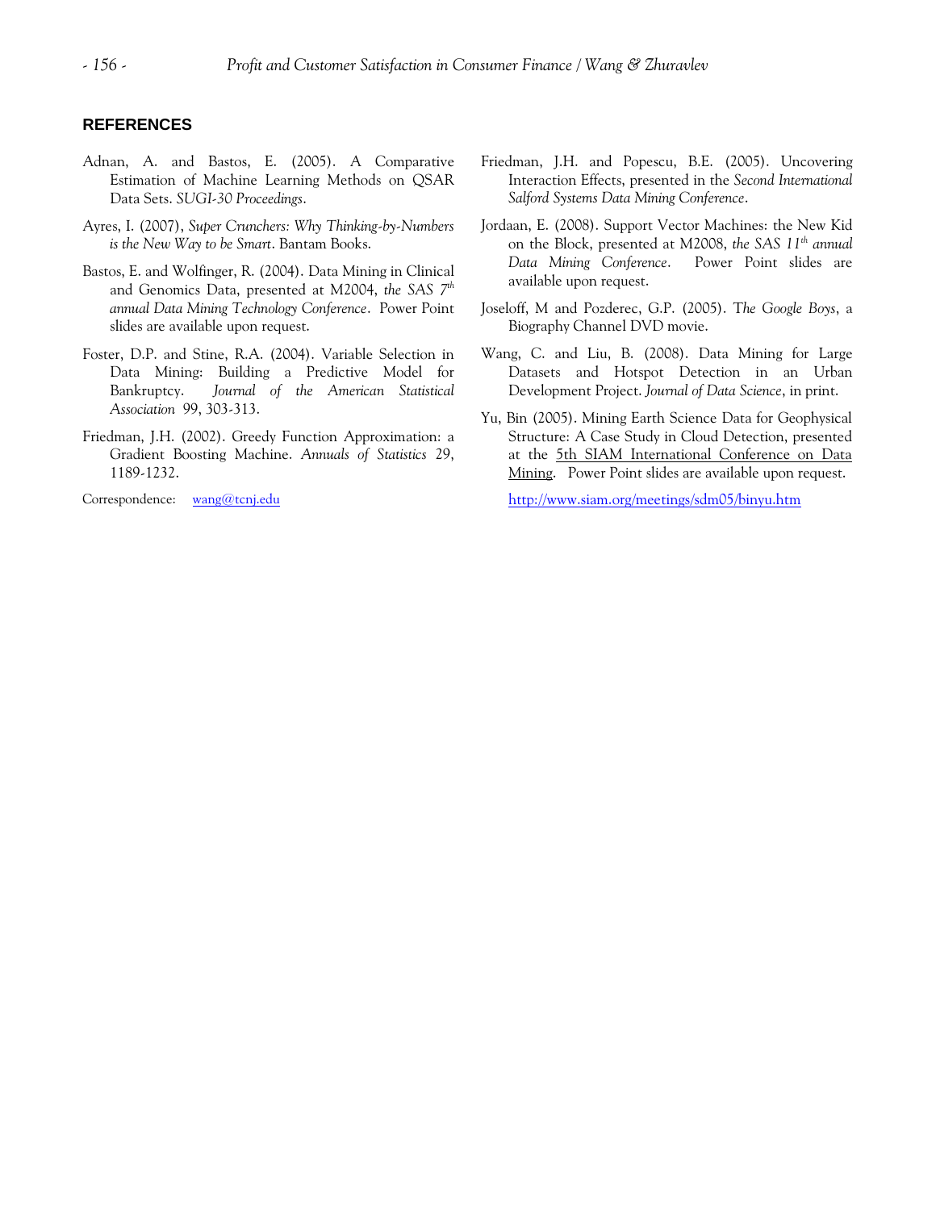## REFERENCES

Adnan, A. and Bastos, E. (2005). A Comparative Estimation of Machine Learning Methods on QSAR Data Sets. *SUGI-30 Proceedings*.

Ayres, I. (2007), *Super Crunchers: Why Thinking-by-Numbers is the New Way to be Smart*. Bantam Books.

Bastos, E. and Wolfinger, R. (2004). Data Mining in Clinical and Genomics Data, presented at M2004, *the SAS 7th annual Data Mining Technology Conference*. Power Point slides are available upon request.

Foster, D.P. and Stine, R.A. (2004). Variable Selection in Data Mining: Building a Predictive Model for Bankruptcy. *Journal of the American Statistical Association* 99, 303-313.

Friedman, J.H. (2002). Greedy Function Approximation: a Gradient Boosting Machine. *Annuals of Statistics* 29, 1189-1232.

Correspondence: wang@tcnj.edu

Friedman, J.H. and Popescu, B.E. (2005). Uncovering Interaction Effects, presented in the *Second International Salford Systems Data Mining Conference*.

Jordaan, E. (2008). Support Vector Machines: the New Kid on the Block, presented at M2008, *the SAS 11th annual Data Mining Conference*. Power Point slides are available upon request.

Joseloff, M and Pozderec, G.P. (2005). T*he Google Boys*, a Biography Channel DVD movie.

Wang, C. and Liu, B. (2008). Data Mining for Large Datasets and Hotspot Detection in an Urban Development Project. *Journal of Data Science*, in print.

Yu, Bin (2005). Mining Earth Science Data for Geophysical Structure: A Case Study in Cloud Detection, presented at the 5th SIAM International Conference on Data Mining. Power Point slides are available upon request.

http://www.siam.org/meetings/sdm05/binyu.htm